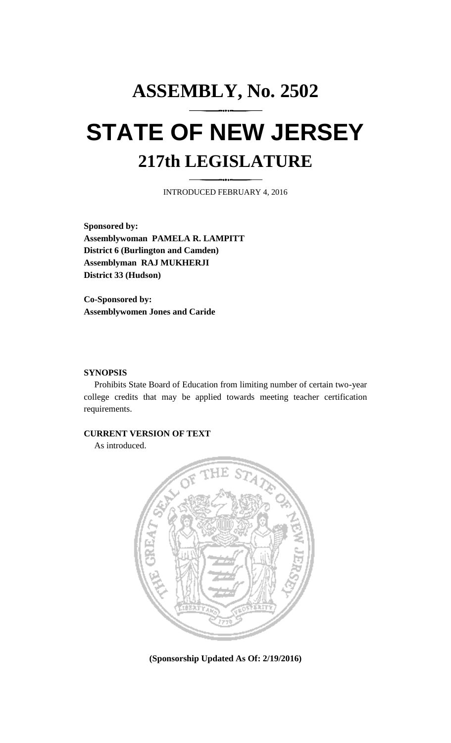# ASSEMBLY, No. 2502

# STATE OF NEW JERSEY

## 217th LEGISLATURE

INTRODUCED FEBRUARY 4, 2016

**Sponsored by:**
**Assemblywoman PAMELA R. LAMPITT**
**District 6 (Burlington and Camden)**
**Assemblyman RAJ MUKHERJI**
**District 33 (Hudson)**

**Co-Sponsored by:**
**Assemblywomen Jones and Caride**

**SYNOPSIS**

Prohibits State Board of Education from limiting number of certain two-year college credits that may be applied towards meeting teacher certification requirements.

**CURRENT VERSION OF TEXT**

As introduced.

**(Sponsorship Updated As Of: 2/19/2016)**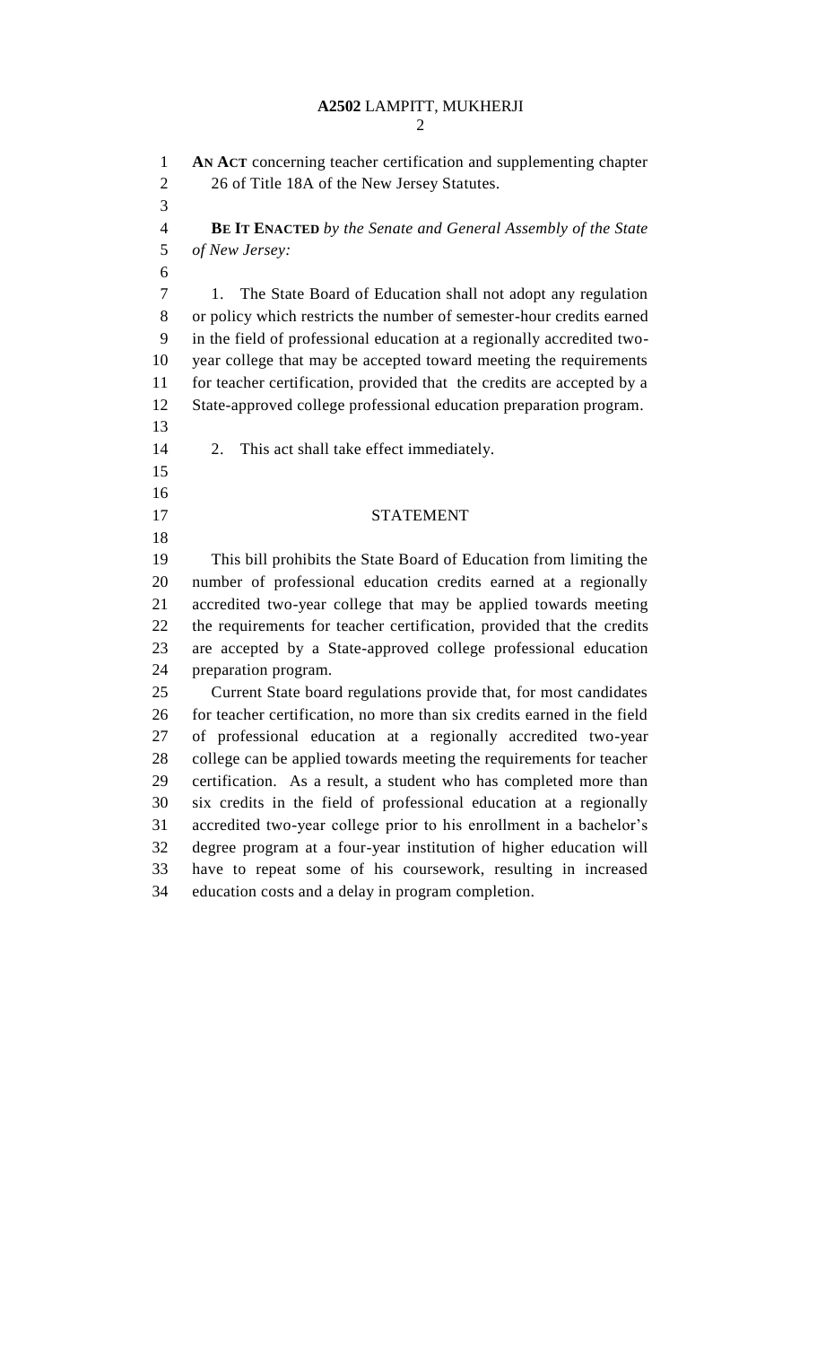**AN ACT** concerning teacher certification and supplementing chapter 26 of Title 18A of the New Jersey Statutes.

**BE IT ENACTED** *by the Senate and General Assembly of the State of New Jersey:*

1. The State Board of Education shall not adopt any regulation or policy which restricts the number of semester-hour credits earned in the field of professional education at a regionally accredited two-year college that may be accepted toward meeting the requirements for teacher certification, provided that the credits are accepted by a State-approved college professional education preparation program.

2. This act shall take effect immediately.

## STATEMENT

This bill prohibits the State Board of Education from limiting the number of professional education credits earned at a regionally accredited two-year college that may be applied towards meeting the requirements for teacher certification, provided that the credits are accepted by a State-approved college professional education preparation program.

Current State board regulations provide that, for most candidates for teacher certification, no more than six credits earned in the field of professional education at a regionally accredited two-year college can be applied towards meeting the requirements for teacher certification. As a result, a student who has completed more than six credits in the field of professional education at a regionally accredited two-year college prior to his enrollment in a bachelor's degree program at a four-year institution of higher education will have to repeat some of his coursework, resulting in increased education costs and a delay in program completion.